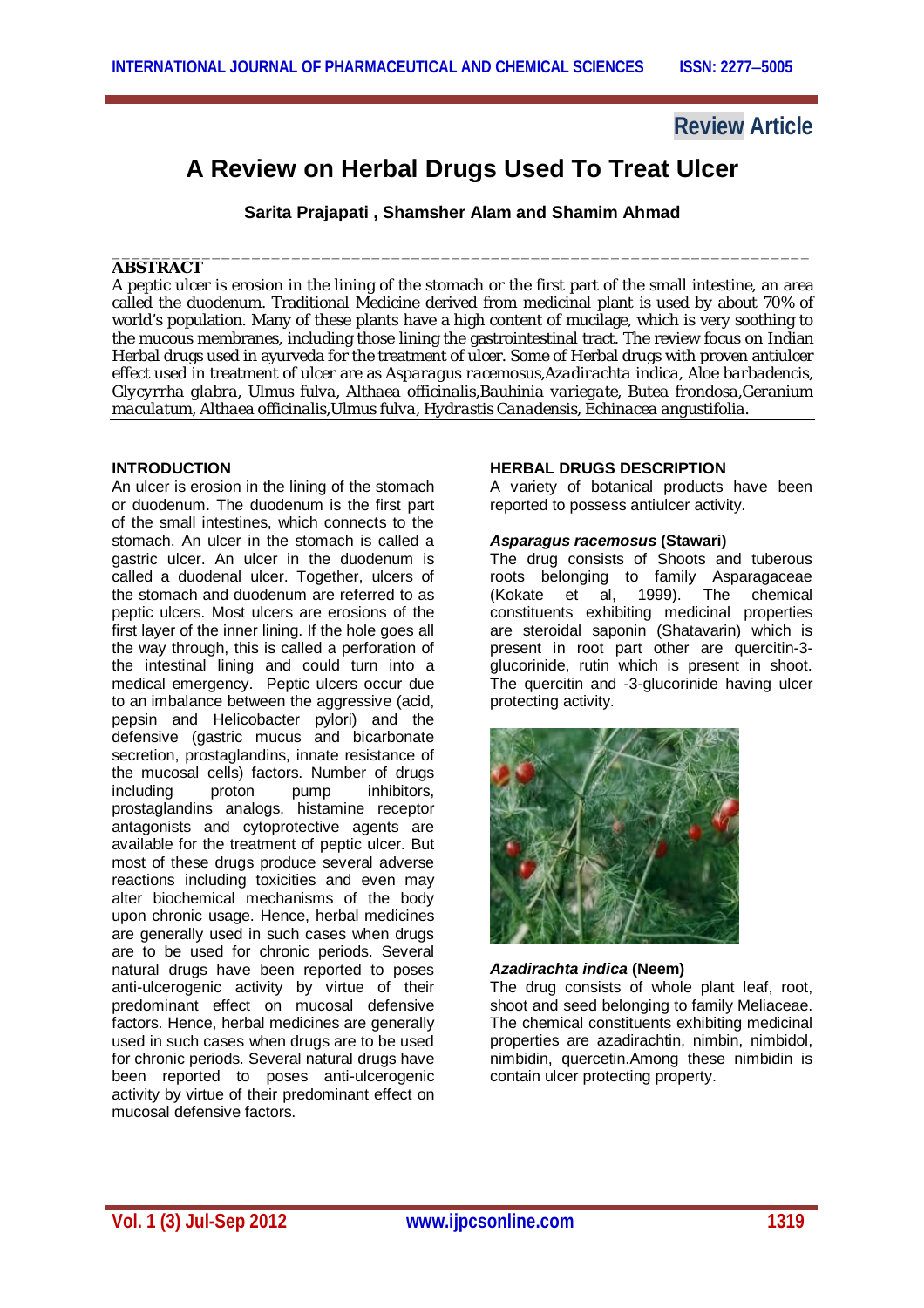**Review Article**

# A Review on Herbal Drugs Used To Treat Ulcer

**Sarita Prajapati , Shamsher Alam and Shamim Ahmad**

## ABSTRACT

A peptic ulcer is erosion in the lining of the stomach or the first part of the small intestine, an area called the duodenum. Traditional Medicine derived from medicinal plant is used by about 70% of world's population. Many of these plants have a high content of mucilage, which is very soothing to the mucous membranes, including those lining the gastrointestinal tract. The review focus on Indian Herbal drugs used in ayurveda for the treatment of ulcer. Some of Herbal drugs with proven antiulcer effect used in treatment of ulcer are as *Asparagus racemosus,Azadirachta indica, Aloe barbadencis, Glycyrrha glabra, Ulmus fulva, Althaea officinalis,Bauhinia variegate, Butea frondosa,Geranium maculatum, Althaea officinalis,Ulmus fulva, Hydrastis Canadensis, Echinacea angustifolia.*

## INTRODUCTION

An ulcer is erosion in the lining of the stomach or duodenum. The duodenum is the first part of the small intestines, which connects to the stomach. An ulcer in the stomach is called a gastric ulcer. An ulcer in the duodenum is called a duodenal ulcer. Together, ulcers of the stomach and duodenum are referred to as peptic ulcers. Most ulcers are erosions of the first layer of the inner lining. If the hole goes all the way through, this is called a perforation of the intestinal lining and could turn into a medical emergency. Peptic ulcers occur due to an imbalance between the aggressive (acid, pepsin and Helicobacter pylori) and the defensive (gastric mucus and bicarbonate secretion, prostaglandins, innate resistance of the mucosal cells) factors. Number of drugs including proton pump inhibitors, prostaglandins analogs, histamine receptor antagonists and cytoprotective agents are available for the treatment of peptic ulcer. But most of these drugs produce several adverse reactions including toxicities and even may alter biochemical mechanisms of the body upon chronic usage. Hence, herbal medicines are generally used in such cases when drugs are to be used for chronic periods. Several natural drugs have been reported to poses anti-ulcerogenic activity by virtue of their predominant effect on mucosal defensive factors. Hence, herbal medicines are generally used in such cases when drugs are to be used for chronic periods. Several natural drugs have been reported to poses anti-ulcerogenic activity by virtue of their predominant effect on mucosal defensive factors.

## HERBAL DRUGS DESCRIPTION

A variety of botanical products have been reported to possess antiulcer activity.

### *Asparagus racemosus* (Stawari)

The drug consists of Shoots and tuberous roots belonging to family Asparagaceae (Kokate et al, 1999). The chemical constituents exhibiting medicinal properties are steroidal saponin (Shatavarin) which is present in root part other are quercitin-3-glucorinide, rutin which is present in shoot. The quercitin and -3-glucorinide having ulcer protecting activity.

### *Azadirachta indica* (Neem)

The drug consists of whole plant leaf, root, shoot and seed belonging to family Meliaceae. The chemical constituents exhibiting medicinal properties are azadirachtin, nimbin, nimbidol, nimbidin, quercetin.Among these nimbidin is contain ulcer protecting property.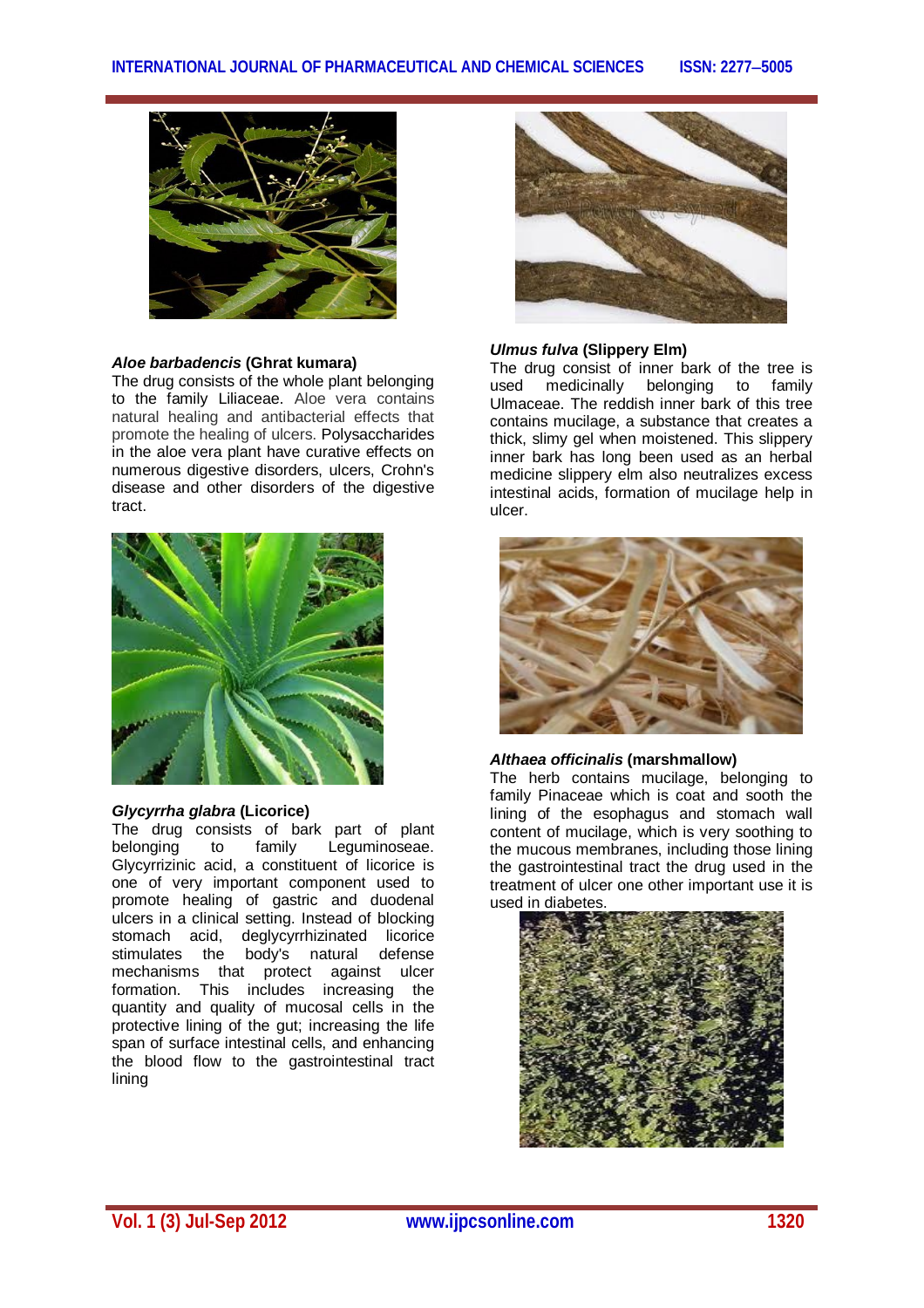***Aloe barbadencis* (Ghrat kumara)**

The drug consists of the whole plant belonging to the family Liliaceae. Aloe vera contains natural healing and antibacterial effects that promote the healing of ulcers. Polysaccharides in the aloe vera plant have curative effects on numerous digestive disorders, ulcers, Crohn's disease and other disorders of the digestive tract.

***Glycyrrha glabra* (Licorice)**

The drug consists of bark part of plant belonging to family Leguminoseae. Glycyrrizinic acid, a constituent of licorice is one of very important component used to promote healing of gastric and duodenal ulcers in a clinical setting. Instead of blocking stomach acid, deglycyrrhizinated licorice stimulates the body's natural defense mechanisms that protect against ulcer formation. This includes increasing the quantity and quality of mucosal cells in the protective lining of the gut; increasing the life span of surface intestinal cells, and enhancing the blood flow to the gastrointestinal tract lining

***Ulmus fulva* (Slippery Elm)**

The drug consist of inner bark of the tree is used medicinally belonging to family Ulmaceae. The reddish inner bark of this tree contains mucilage, a substance that creates a thick, slimy gel when moistened. This slippery inner bark has long been used as an herbal medicine slippery elm also neutralizes excess intestinal acids, formation of mucilage help in ulcer.

***Althaea officinalis* (marshmallow)**

The herb contains mucilage, belonging to family Pinaceae which is coat and sooth the lining of the esophagus and stomach wall content of mucilage, which is very soothing to the mucous membranes, including those lining the gastrointestinal tract the drug used in the treatment of ulcer one other important use it is used in diabetes.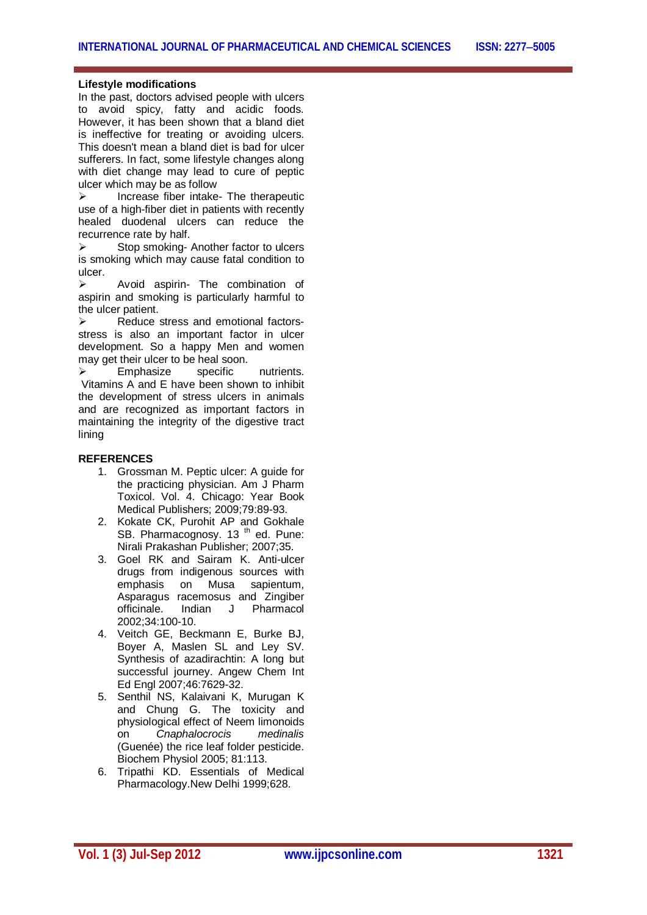### Lifestyle modifications

In the past, doctors advised people with ulcers to avoid spicy, fatty and acidic foods. However, it has been shown that a bland diet is ineffective for treating or avoiding ulcers. This doesn't mean a bland diet is bad for ulcer sufferers. In fact, some lifestyle changes along with diet change may lead to cure of peptic ulcer which may be as follow

- Increase fiber intake- The therapeutic use of a high-fiber diet in patients with recently healed duodenal ulcers can reduce the recurrence rate by half.
- Stop smoking- Another factor to ulcers is smoking which may cause fatal condition to ulcer.
- Avoid aspirin- The combination of aspirin and smoking is particularly harmful to the ulcer patient.
- Reduce stress and emotional factors- stress is also an important factor in ulcer development. So a happy Men and women may get their ulcer to be heal soon.
- Emphasize specific nutrients. Vitamins A and E have been shown to inhibit the development of stress ulcers in animals and are recognized as important factors in maintaining the integrity of the digestive tract lining

### REFERENCES

1. Grossman M. Peptic ulcer: A guide for the practicing physician. Am J Pharm Toxicol. Vol. 4. Chicago: Year Book Medical Publishers; 2009;79:89-93.
2. Kokate CK, Purohit AP and Gokhale SB. Pharmacognosy. 13 th ed. Pune: Nirali Prakashan Publisher; 2007;35.
3. Goel RK and Sairam K. Anti-ulcer drugs from indigenous sources with emphasis on Musa sapientum, Asparagus racemosus and Zingiber officinale. Indian J Pharmacol 2002;34:100-10.
4. Veitch GE, Beckmann E, Burke BJ, Boyer A, Maslen SL and Ley SV. Synthesis of azadirachtin: A long but successful journey. Angew Chem Int Ed Engl 2007;46:7629-32.
5. Senthil NS, Kalaivani K, Murugan K and Chung G. The toxicity and physiological effect of Neem limonoids on *Cnaphalocrocis medinalis* (Guenée) the rice leaf folder pesticide. Biochem Physiol 2005; 81:113.
6. Tripathi KD. Essentials of Medical Pharmacology.New Delhi 1999;628.